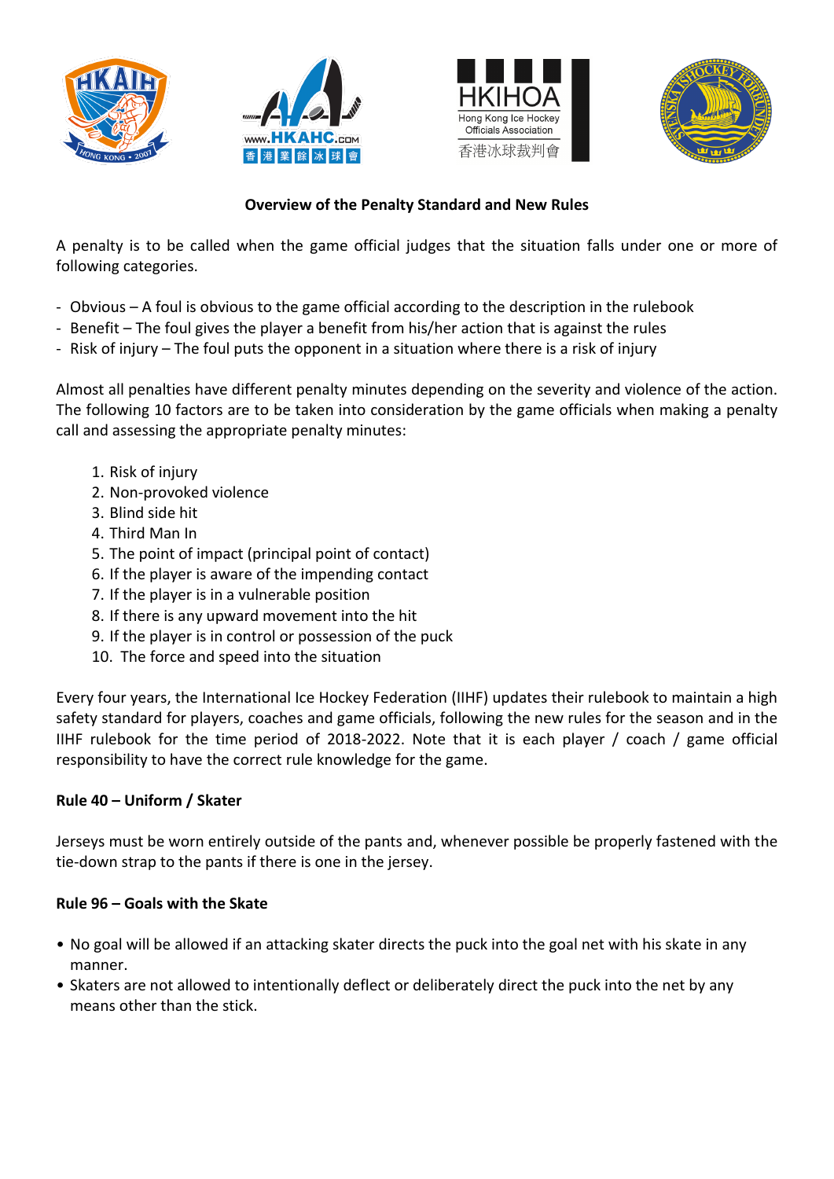**Overview of the Penalty Standard and New Rules**

A penalty is to be called when the game official judges that the situation falls under one or more of following categories.

- Obvious – A foul is obvious to the game official according to the description in the rulebook
- Benefit – The foul gives the player a benefit from his/her action that is against the rules
- Risk of injury – The foul puts the opponent in a situation where there is a risk of injury

Almost all penalties have different penalty minutes depending on the severity and violence of the action. The following 10 factors are to be taken into consideration by the game officials when making a penalty call and assessing the appropriate penalty minutes:

1. Risk of injury
2. Non-provoked violence
3. Blind side hit
4. Third Man In
5. The point of impact (principal point of contact)
6. If the player is aware of the impending contact
7. If the player is in a vulnerable position
8. If there is any upward movement into the hit
9. If the player is in control or possession of the puck
10. The force and speed into the situation

Every four years, the International Ice Hockey Federation (IIHF) updates their rulebook to maintain a high safety standard for players, coaches and game officials, following the new rules for the season and in the IIHF rulebook for the time period of 2018-2022. Note that it is each player / coach / game official responsibility to have the correct rule knowledge for the game.

**Rule 40 – Uniform / Skater**

Jerseys must be worn entirely outside of the pants and, whenever possible be properly fastened with the tie-down strap to the pants if there is one in the jersey.

**Rule 96 – Goals with the Skate**

- No goal will be allowed if an attacking skater directs the puck into the goal net with his skate in any manner.
- Skaters are not allowed to intentionally deflect or deliberately direct the puck into the net by any means other than the stick.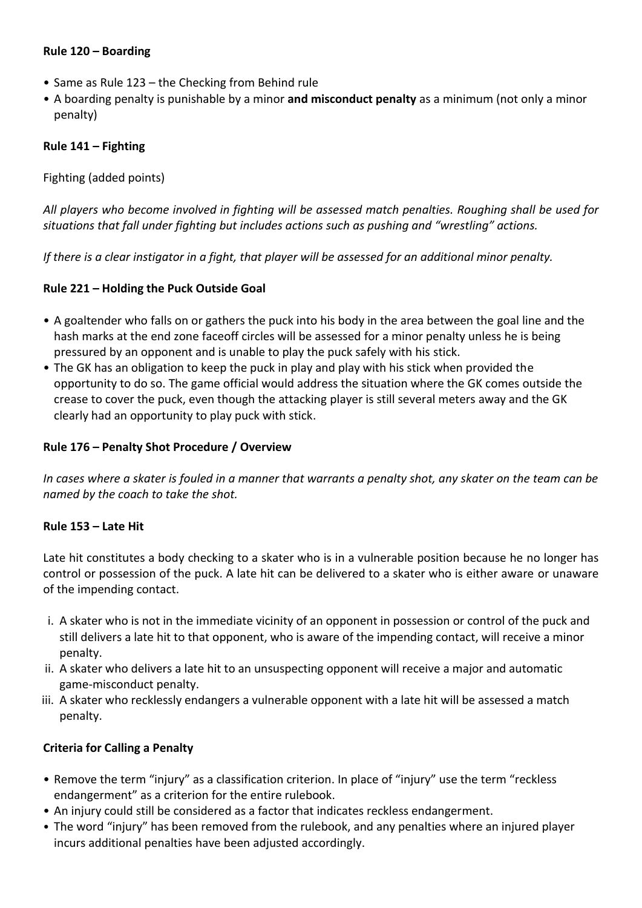**Rule 120 – Boarding**

- Same as Rule 123 – the Checking from Behind rule
- A boarding penalty is punishable by a minor **and misconduct penalty** as a minimum (not only a minor penalty)

**Rule 141 – Fighting**

Fighting (added points)

*All players who become involved in fighting will be assessed match penalties. Roughing shall be used for situations that fall under fighting but includes actions such as pushing and "wrestling" actions.*

*If there is a clear instigator in a fight, that player will be assessed for an additional minor penalty.*

**Rule 221 – Holding the Puck Outside Goal**

- A goaltender who falls on or gathers the puck into his body in the area between the goal line and the hash marks at the end zone faceoff circles will be assessed for a minor penalty unless he is being pressured by an opponent and is unable to play the puck safely with his stick.
- The GK has an obligation to keep the puck in play and play with his stick when provided the opportunity to do so. The game official would address the situation where the GK comes outside the crease to cover the puck, even though the attacking player is still several meters away and the GK clearly had an opportunity to play puck with stick.

**Rule 176 – Penalty Shot Procedure / Overview**

*In cases where a skater is fouled in a manner that warrants a penalty shot, any skater on the team can be named by the coach to take the shot.*

**Rule 153 – Late Hit**

Late hit constitutes a body checking to a skater who is in a vulnerable position because he no longer has control or possession of the puck. A late hit can be delivered to a skater who is either aware or unaware of the impending contact.

i. A skater who is not in the immediate vicinity of an opponent in possession or control of the puck and still delivers a late hit to that opponent, who is aware of the impending contact, will receive a minor penalty.
ii. A skater who delivers a late hit to an unsuspecting opponent will receive a major and automatic game-misconduct penalty.
iii. A skater who recklessly endangers a vulnerable opponent with a late hit will be assessed a match penalty.

**Criteria for Calling a Penalty**

- Remove the term "injury" as a classification criterion. In place of "injury" use the term "reckless endangerment" as a criterion for the entire rulebook.
- An injury could still be considered as a factor that indicates reckless endangerment.
- The word "injury" has been removed from the rulebook, and any penalties where an injured player incurs additional penalties have been adjusted accordingly.